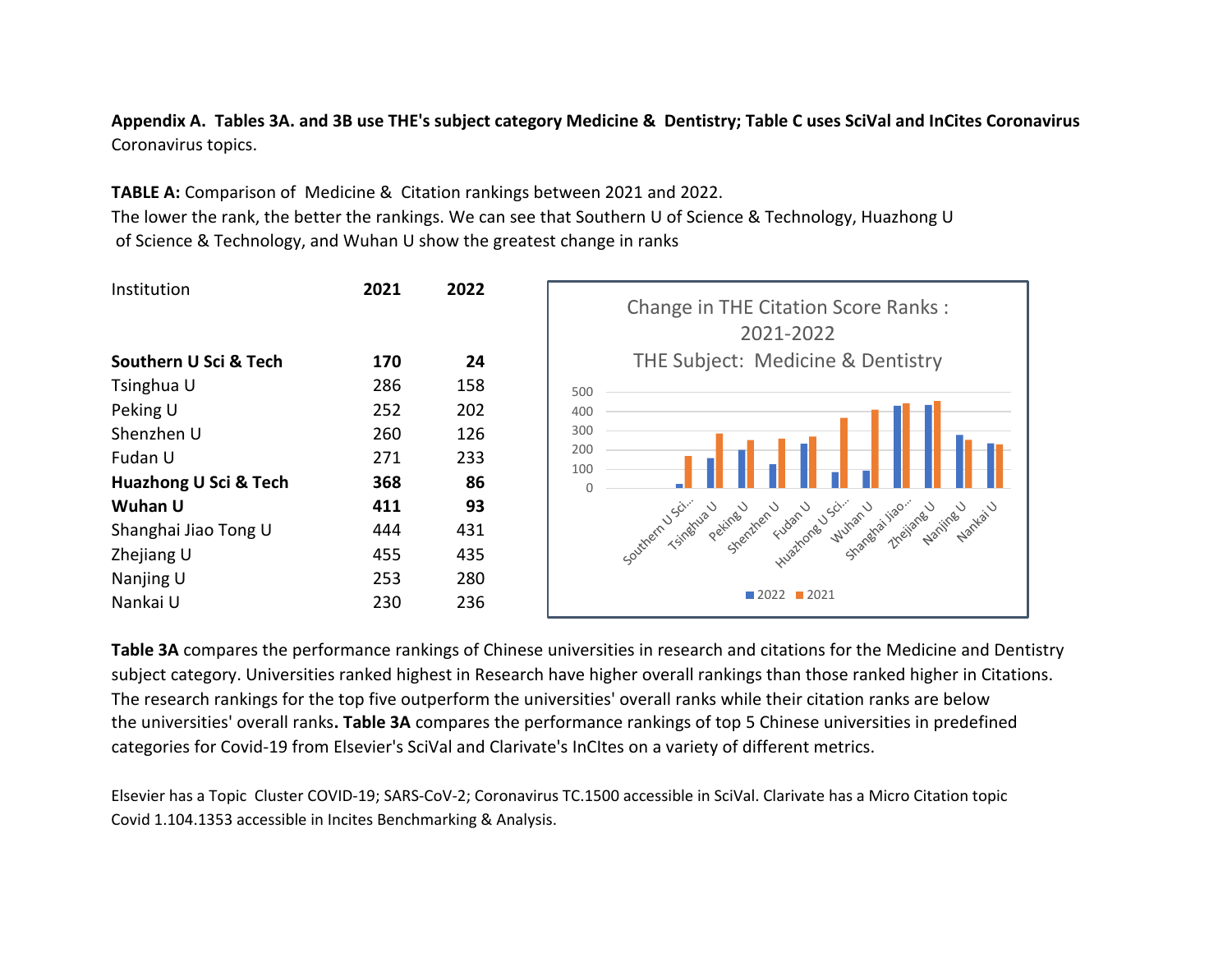**Appendix A. Tables 3A. and 3B use THE's subject category Medicine & Dentistry; Table C uses SciVal and InCites Coronavirus** Coronavirus topics.

**TABLE A:** Comparison of Medicine & Citation rankings between 2021 and 2022.
The lower the rank, the better the rankings. We can see that Southern U of Science & Technology, Huazhong U of Science & Technology, and Wuhan U show the greatest change in ranks

| Institution | 2021 | 2022 |
|---|---|---|
| **Southern U Sci & Tech** | **170** | **24** |
| Tsinghua U | 286 | 158 |
| Peking U | 252 | 202 |
| Shenzhen U | 260 | 126 |
| Fudan U | 271 | 233 |
| **Huazhong U Sci & Tech** | **368** | **86** |
| **Wuhan U** | **411** | **93** |
| Shanghai Jiao Tong U | 444 | 431 |
| Zhejiang U | 455 | 435 |
| Nanjing U | 253 | 280 |
| Nankai U | 230 | 236 |

Change in THE Citation Score Ranks : 2021-2022
THE Subject: Medicine & Dentistry

**Table 3A** compares the performance rankings of Chinese universities in research and citations for the Medicine and Dentistry subject category. Universities ranked highest in Research have higher overall rankings than those ranked higher in Citations. The research rankings for the top five outperform the universities' overall ranks while their citation ranks are below the universities' overall ranks**. Table 3A** compares the performance rankings of top 5 Chinese universities in predefined categories for Covid-19 from Elsevier's SciVal and Clarivate's InCItes on a variety of different metrics.

Elsevier has a Topic Cluster COVID-19; SARS-CoV-2; Coronavirus TC.1500 accessible in SciVal. Clarivate has a Micro Citation topic Covid 1.104.1353 accessible in Incites Benchmarking & Analysis.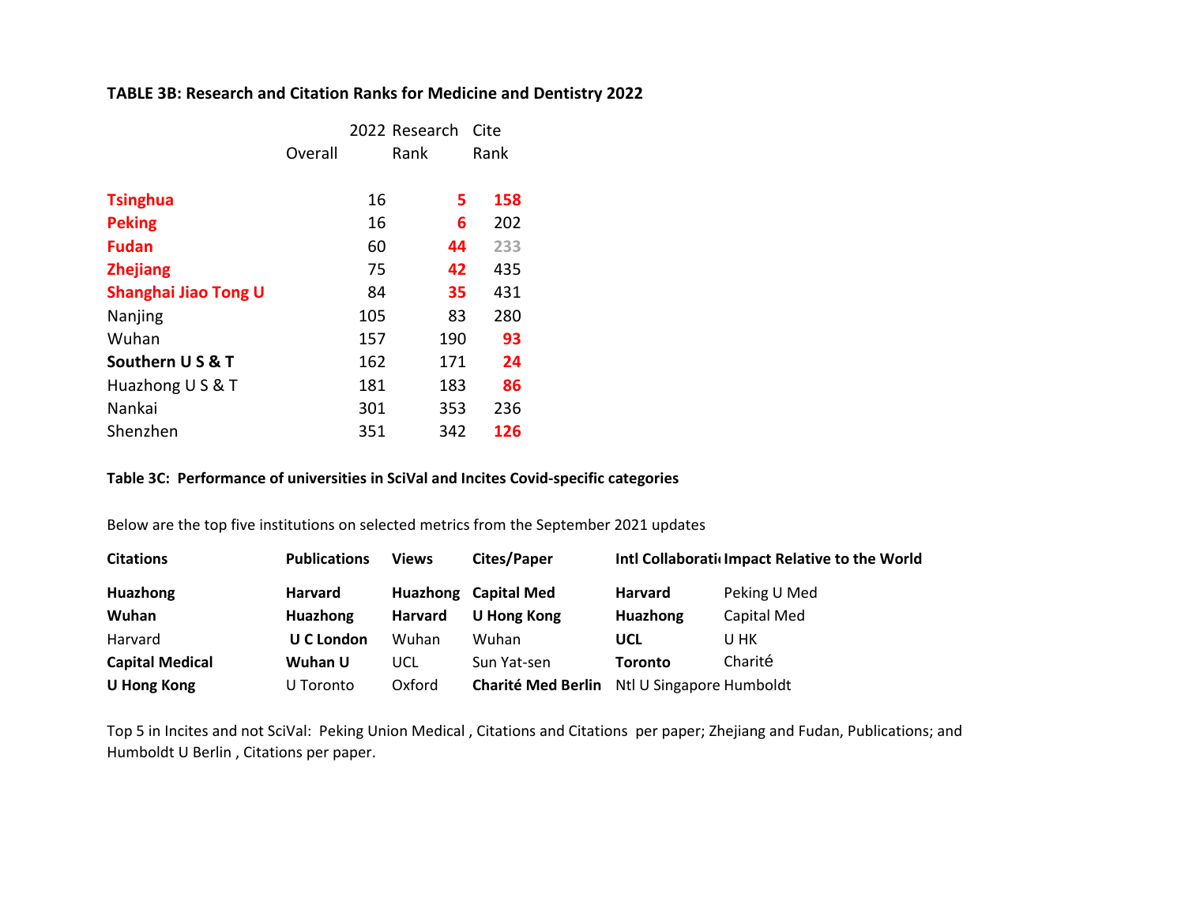**TABLE 3B: Research and Citation Ranks for Medicine and Dentistry 2022**

| | 2022 Overall | Research Rank | Cite Rank |
|---|---|---|---|
| **Tsinghua** | 16 | **5** | **158** |
| **Peking** | 16 | **6** | 202 |
| **Fudan** | 60 | **44** | **233** |
| **Zhejiang** | 75 | **42** | 435 |
| **Shanghai Jiao Tong U** | 84 | **35** | 431 |
| Nanjing | 105 | 83 | 280 |
| Wuhan | 157 | 190 | **93** |
| **Southern U S & T** | 162 | 171 | **24** |
| Huazhong U S & T | 181 | 183 | **86** |
| Nankai | 301 | 353 | 236 |
| Shenzhen | 351 | 342 | **126** |

**Table 3C: Performance of universities in SciVal and Incites Covid-specific categories**

Below are the top five institutions on selected metrics from the September 2021 updates

| Citations | Publications | Views | Cites/Paper | Intl Collaboration | Impact Relative to the World |
|---|---|---|---|---|---|
| **Huazhong** | **Harvard** | **Huazhong** | **Capital Med** | **Harvard** | Peking U Med |
| **Wuhan** | **Huazhong** | **Harvard** | **U Hong Kong** | **Huazhong** | Capital Med |
| Harvard | **U C London** | Wuhan | Wuhan | **UCL** | U HK |
| **Capital Medical** | **Wuhan U** | UCL | Sun Yat-sen | **Toronto** | Charité |
| **U Hong Kong** | U Toronto | Oxford | **Charité Med Berlin** | Ntl U Singapore | Humboldt |

Top 5 in Incites and not SciVal: Peking Union Medical , Citations and Citations per paper; Zhejiang and Fudan, Publications; and Humboldt U Berlin , Citations per paper.